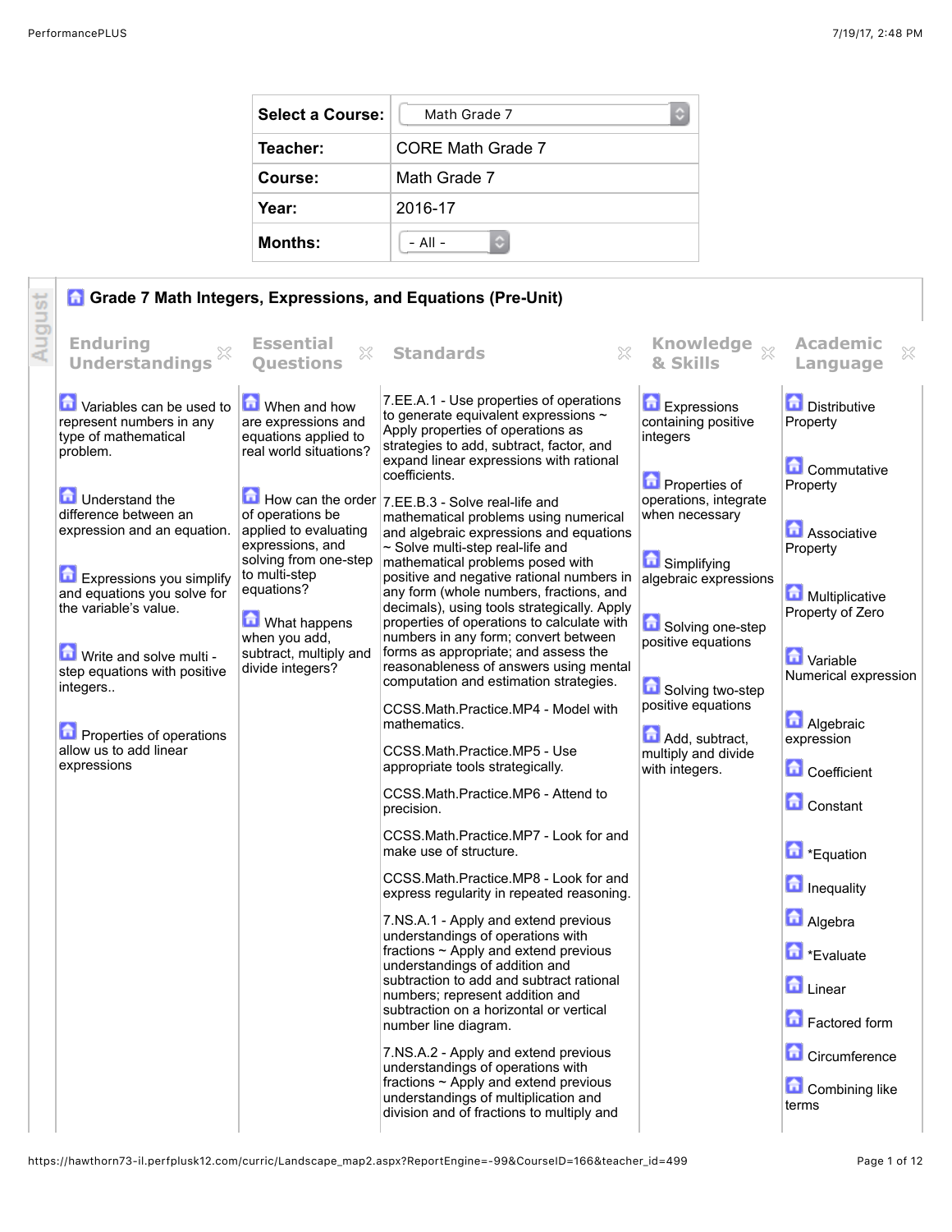| Select a Course: | Math Grade 7 |
| --- | --- |
| Teacher: | CORE Math Grade 7 |
| Course: | Math Grade 7 |
| Year: | 2016-17 |
| Months: | - All - |

August

## Grade 7 Math Integers, Expressions, and Equations (Pre-Unit)

| Enduring Understandings | Essential Questions | Standards | Knowledge & Skills | Academic Language |
| --- | --- | --- | --- | --- |
| Variables can be used to represent numbers in any type of mathematical problem.<br><br>Understand the difference between an expression and an equation.<br><br>Expressions you simplify and equations you solve for the variable's value.<br><br>Write and solve multi - step equations with positive integers..<br><br>Properties of operations allow us to add linear expressions | When and how are expressions and equations applied to real world situations?<br><br>How can the order of operations be applied to evaluating expressions, and solving from one-step to multi-step equations?<br><br>What happens when you add, subtract, multiply and divide integers? | 7.EE.A.1 - Use properties of operations to generate equivalent expressions ~ Apply properties of operations as strategies to add, subtract, factor, and expand linear expressions with rational coefficients.<br><br>7.EE.B.3 - Solve real-life and mathematical problems using numerical and algebraic expressions and equations ~ Solve multi-step real-life and mathematical problems posed with positive and negative rational numbers in any form (whole numbers, fractions, and decimals), using tools strategically. Apply properties of operations to calculate with numbers in any form; convert between forms as appropriate; and assess the reasonableness of answers using mental computation and estimation strategies.<br><br>CCSS.Math.Practice.MP4 - Model with mathematics.<br><br>CCSS.Math.Practice.MP5 - Use appropriate tools strategically.<br><br>CCSS.Math.Practice.MP6 - Attend to precision.<br><br>CCSS.Math.Practice.MP7 - Look for and make use of structure.<br><br>CCSS.Math.Practice.MP8 - Look for and express regularity in repeated reasoning.<br><br>7.NS.A.1 - Apply and extend previous understandings of operations with fractions ~ Apply and extend previous understandings of addition and subtraction to add and subtract rational numbers; represent addition and subtraction on a horizontal or vertical number line diagram.<br><br>7.NS.A.2 - Apply and extend previous understandings of operations with fractions ~ Apply and extend previous understandings of multiplication and division and of fractions to multiply and | Expressions containing positive integers<br><br>Properties of operations, integrate when necessary<br><br>Simplifying algebraic expressions<br><br>Solving one-step positive equations<br><br>Solving two-step positive equations<br><br>Add, subtract, multiply and divide with integers. | Distributive Property<br><br>Commutative Property<br><br>Associative Property<br><br>Multiplicative Property of Zero<br><br>Variable Numerical expression<br><br>Algebraic expression<br><br>Coefficient<br><br>Constant<br><br>*Equation<br><br>Inequality<br><br>Algebra<br><br>*Evaluate<br><br>Linear<br><br>Factored form<br><br>Circumference<br><br>Combining like terms |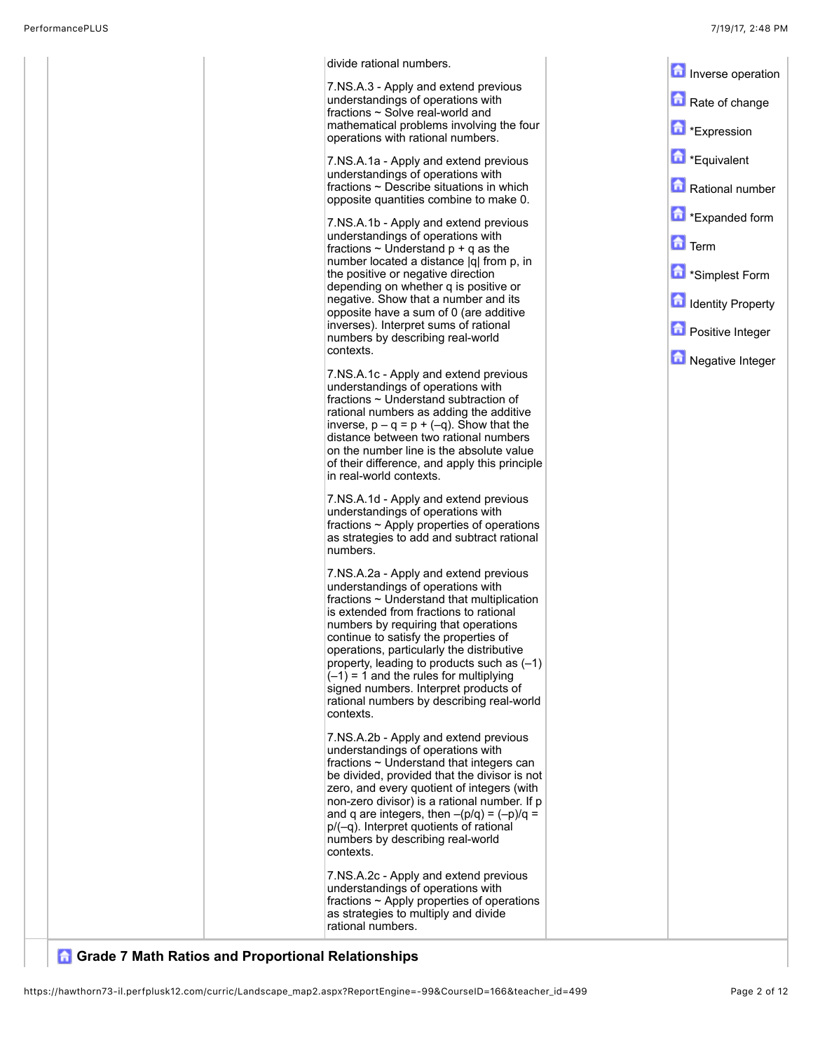| | | | | |
|---|---|---|---|---|
| | | divide rational numbers.<br><br>7.NS.A.3 - Apply and extend previous understandings of operations with fractions ~ Solve real-world and mathematical problems involving the four operations with rational numbers.<br><br>7.NS.A.1a - Apply and extend previous understandings of operations with fractions ~ Describe situations in which opposite quantities combine to make 0.<br><br>7.NS.A.1b - Apply and extend previous understandings of operations with fractions ~ Understand $p + q$ as the number located a distance $\|q\|$ from $p$, in the positive or negative direction depending on whether $q$ is positive or negative. Show that a number and its opposite have a sum of 0 (are additive inverses). Interpret sums of rational numbers by describing real-world contexts.<br><br>7.NS.A.1c - Apply and extend previous understandings of operations with fractions ~ Understand subtraction of rational numbers as adding the additive inverse, $p – q = p + (–q)$. Show that the distance between two rational numbers on the number line is the absolute value of their difference, and apply this principle in real-world contexts.<br><br>7.NS.A.1d - Apply and extend previous understandings of operations with fractions ~ Apply properties of operations as strategies to add and subtract rational numbers.<br><br>7.NS.A.2a - Apply and extend previous understandings of operations with fractions ~ Understand that multiplication is extended from fractions to rational numbers by requiring that operations continue to satisfy the properties of operations, particularly the distributive property, leading to products such as $(–1)(–1) = 1$ and the rules for multiplying signed numbers. Interpret products of rational numbers by describing real-world contexts.<br><br>7.NS.A.2b - Apply and extend previous understandings of operations with fractions ~ Understand that integers can be divided, provided that the divisor is not zero, and every quotient of integers (with non-zero divisor) is a rational number. If $p$ and $q$ are integers, then $–(p/q) = (–p)/q = p/(–q)$. Interpret quotients of rational numbers by describing real-world contexts.<br><br>7.NS.A.2c - Apply and extend previous understandings of operations with fractions ~ Apply properties of operations as strategies to multiply and divide rational numbers. | | Inverse operation<br><br>Rate of change<br><br>*Expression<br><br>*Equivalent<br><br>Rational number<br><br>*Expanded form<br><br>Term<br><br>*Simplest Form<br><br>Identity Property<br><br>Positive Integer<br><br>Negative Integer |

## Grade 7 Math Ratios and Proportional Relationships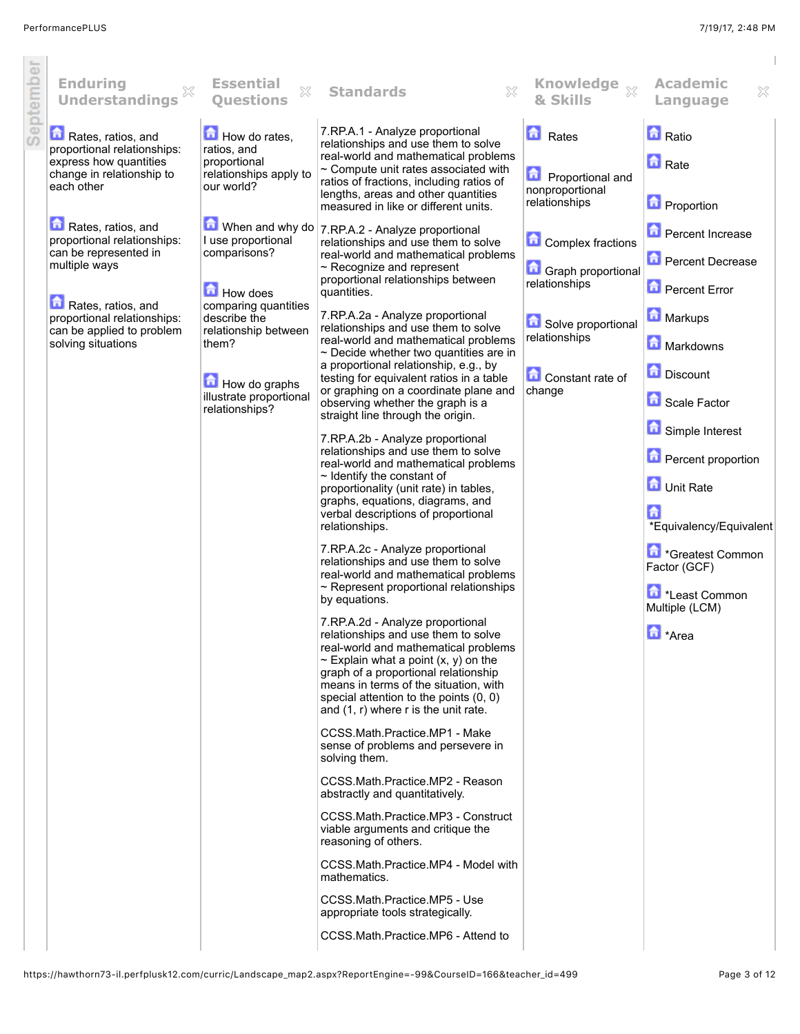September

| Enduring Understandings | Essential Questions | Standards | Knowledge & Skills | Academic Language |
|---|---|---|---|---|
| Rates, ratios, and proportional relationships: express how quantities change in relationship to each other<br><br>Rates, ratios, and proportional relationships: can be represented in multiple ways<br><br>Rates, ratios, and proportional relationships: can be applied to problem solving situations | How do rates, ratios, and proportional relationships apply to our world?<br><br>When and why do I use proportional comparisons?<br><br>How does comparing quantities describe the relationship between them?<br><br>How do graphs illustrate proportional relationships? | 7.RP.A.1 - Analyze proportional relationships and use them to solve real-world and mathematical problems ~ Compute unit rates associated with ratios of fractions, including ratios of lengths, areas and other quantities measured in like or different units.<br><br>7.RP.A.2 - Analyze proportional relationships and use them to solve real-world and mathematical problems ~ Recognize and represent proportional relationships between quantities.<br><br>7.RP.A.2a - Analyze proportional relationships and use them to solve real-world and mathematical problems ~ Decide whether two quantities are in a proportional relationship, e.g., by testing for equivalent ratios in a table or graphing on a coordinate plane and observing whether the graph is a straight line through the origin.<br><br>7.RP.A.2b - Analyze proportional relationships and use them to solve real-world and mathematical problems ~ Identify the constant of proportionality (unit rate) in tables, graphs, equations, diagrams, and verbal descriptions of proportional relationships.<br><br>7.RP.A.2c - Analyze proportional relationships and use them to solve real-world and mathematical problems ~ Represent proportional relationships by equations.<br><br>7.RP.A.2d - Analyze proportional relationships and use them to solve real-world and mathematical problems ~ Explain what a point (x, y) on the graph of a proportional relationship means in terms of the situation, with special attention to the points (0, 0) and (1, r) where r is the unit rate.<br><br>CCSS.Math.Practice.MP1 - Make sense of problems and persevere in solving them.<br><br>CCSS.Math.Practice.MP2 - Reason abstractly and quantitatively.<br><br>CCSS.Math.Practice.MP3 - Construct viable arguments and critique the reasoning of others.<br><br>CCSS.Math.Practice.MP4 - Model with mathematics.<br><br>CCSS.Math.Practice.MP5 - Use appropriate tools strategically.<br><br>CCSS.Math.Practice.MP6 - Attend to | Rates<br><br>Proportional and nonproportional relationships<br><br>Complex fractions<br><br>Graph proportional relationships<br><br>Solve proportional relationships<br><br>Constant rate of change | Ratio<br><br>Rate<br><br>Proportion<br><br>Percent Increase<br><br>Percent Decrease<br><br>Percent Error<br><br>Markups<br><br>Markdowns<br><br>Discount<br><br>Scale Factor<br><br>Simple Interest<br><br>Percent proportion<br><br>Unit Rate<br><br>*Equivalency/Equivalent<br><br>*Greatest Common Factor (GCF)<br><br>*Least Common Multiple (LCM)<br><br>*Area |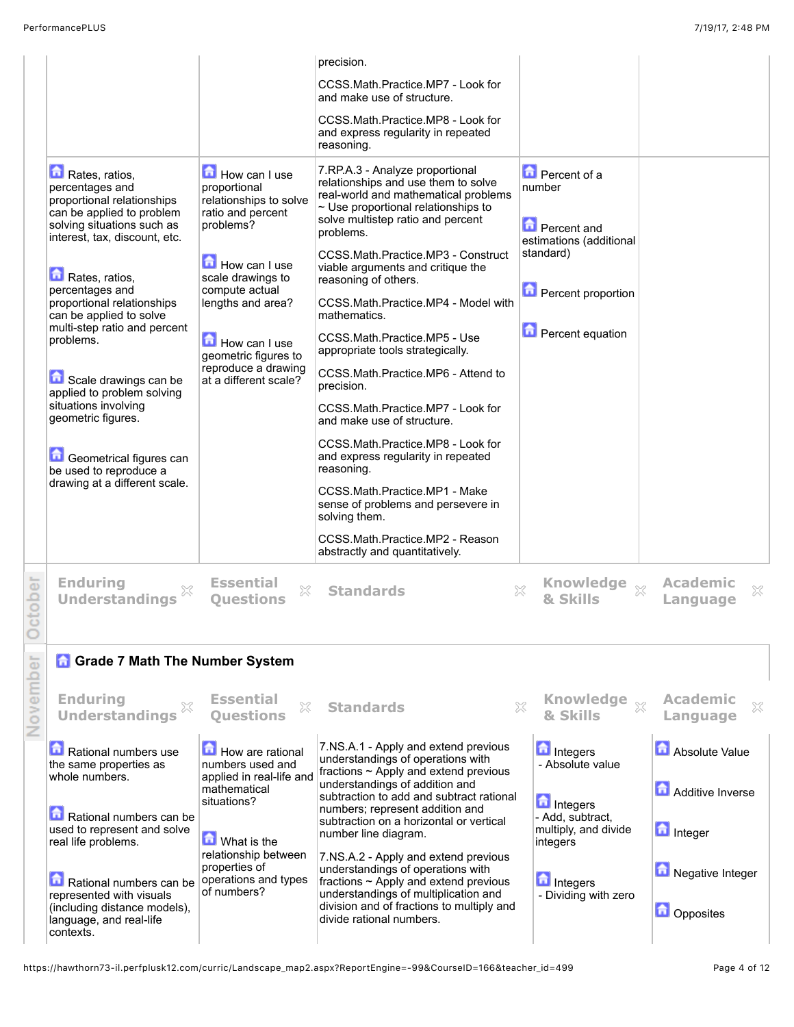| Enduring Understandings | Essential Questions | Standards | Knowledge & Skills | Academic Language |
|---|---|---|---|---|
| | | precision.<br><br>CCSS.Math.Practice.MP7 - Look for and make use of structure.<br><br>CCSS.Math.Practice.MP8 - Look for and express regularity in repeated reasoning. | | |
| Rates, ratios, percentages and proportional relationships can be applied to problem solving situations such as interest, tax, discount, etc.<br><br>Rates, ratios, percentages and proportional relationships can be applied to solve multi-step ratio and percent problems.<br><br>Scale drawings can be applied to problem solving situations involving geometric figures.<br><br>Geometrical figures can be used to reproduce a drawing at a different scale. | How can I use proportional relationships to solve ratio and percent problems?<br><br>How can I use scale drawings to compute actual lengths and area?<br><br>How can I use geometric figures to reproduce a drawing at a different scale? | 7.RP.A.3 - Analyze proportional relationships and use them to solve real-world and mathematical problems ~ Use proportional relationships to solve multistep ratio and percent problems.<br><br>CCSS.Math.Practice.MP3 - Construct viable arguments and critique the reasoning of others.<br><br>CCSS.Math.Practice.MP4 - Model with mathematics.<br><br>CCSS.Math.Practice.MP5 - Use appropriate tools strategically.<br><br>CCSS.Math.Practice.MP6 - Attend to precision.<br><br>CCSS.Math.Practice.MP7 - Look for and make use of structure.<br><br>CCSS.Math.Practice.MP8 - Look for and express regularity in repeated reasoning.<br><br>CCSS.Math.Practice.MP1 - Make sense of problems and persevere in solving them.<br><br>CCSS.Math.Practice.MP2 - Reason abstractly and quantitatively. | Percent of a number<br><br>Percent and estimations (additional standard)<br><br>Percent proportion<br><br>Percent equation | |

**October**

| Enduring Understandings | Essential Questions | Standards | Knowledge & Skills | Academic Language |
|---|---|---|---|---|

**November**

## Grade 7 Math The Number System

| Enduring Understandings | Essential Questions | Standards | Knowledge & Skills | Academic Language |
|---|---|---|---|---|
| Rational numbers use the same properties as whole numbers.<br><br>Rational numbers can be used to represent and solve real life problems.<br><br>Rational numbers can be represented with visuals (including distance models), language, and real-life contexts. | How are rational numbers used and applied in real-life and mathematical situations?<br><br>What is the relationship between properties of operations and types of numbers? | 7.NS.A.1 - Apply and extend previous understandings of operations with fractions ~ Apply and extend previous understandings of addition and subtraction to add and subtract rational numbers; represent addition and subtraction on a horizontal or vertical number line diagram.<br><br>7.NS.A.2 - Apply and extend previous understandings of operations with fractions ~ Apply and extend previous understandings of multiplication and division and of fractions to multiply and divide rational numbers. | Integers<br>- Absolute value<br><br>Integers<br>- Add, subtract, multiply, and divide integers<br><br>Integers<br>- Dividing with zero | Absolute Value<br><br>Additive Inverse<br><br>Integer<br><br>Negative Integer<br><br>Opposites |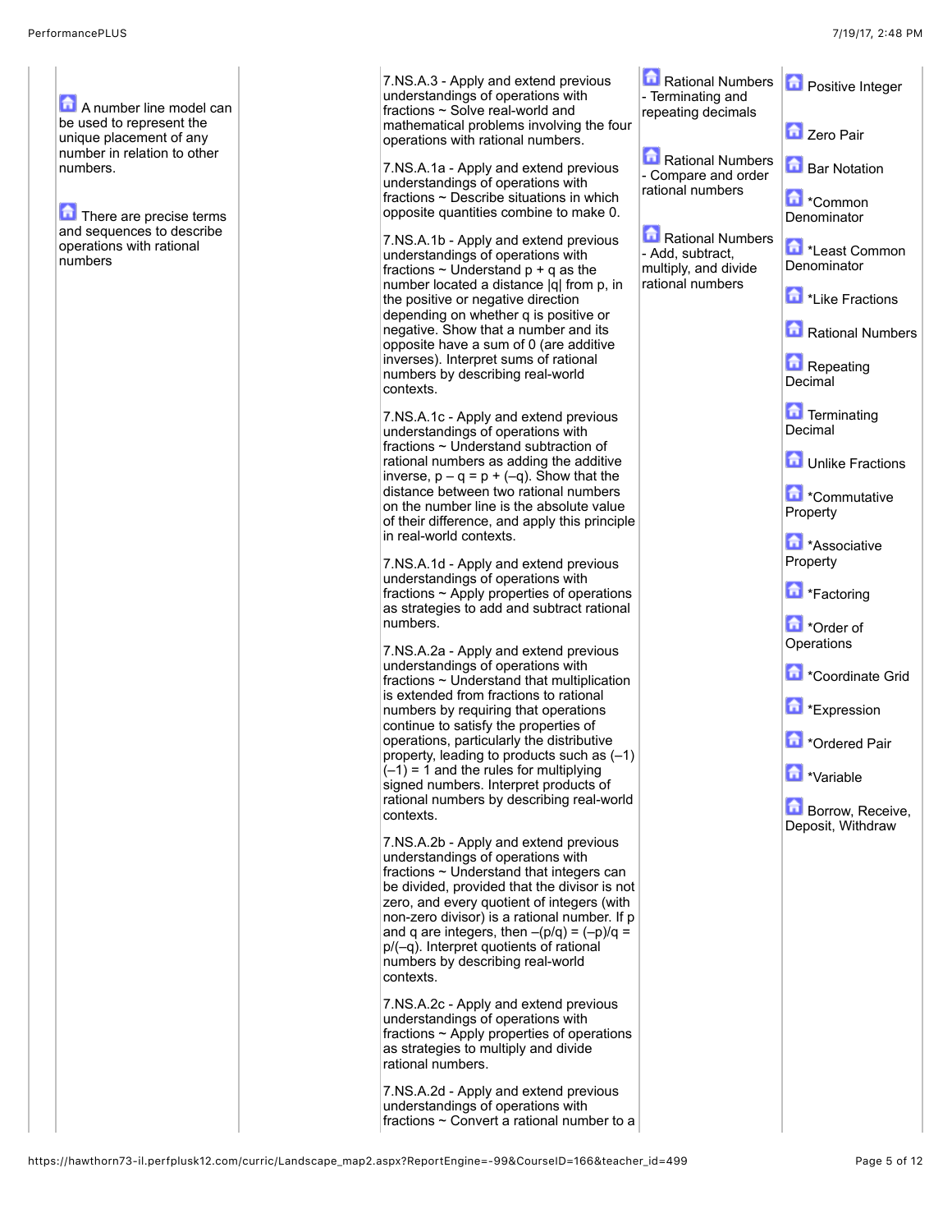| | Essential Understandings | | Standards | Skills | Vocabulary |
|---|---|---|---|---|---|
| | A number line model can be used to represent the unique placement of any number in relation to other numbers.<br><br>There are precise terms and sequences to describe operations with rational numbers | | 7.NS.A.3 - Apply and extend previous understandings of operations with fractions ~ Solve real-world and mathematical problems involving the four operations with rational numbers.<br><br>7.NS.A.1a - Apply and extend previous understandings of operations with fractions ~ Describe situations in which opposite quantities combine to make 0.<br><br>7.NS.A.1b - Apply and extend previous understandings of operations with fractions ~ Understand $p + q$ as the number located a distance $\|q\|$ from $p$, in the positive or negative direction depending on whether $q$ is positive or negative. Show that a number and its opposite have a sum of 0 (are additive inverses). Interpret sums of rational numbers by describing real-world contexts.<br><br>7.NS.A.1c - Apply and extend previous understandings of operations with fractions ~ Understand subtraction of rational numbers as adding the additive inverse, $p – q = p + (–q)$. Show that the distance between two rational numbers on the number line is the absolute value of their difference, and apply this principle in real-world contexts.<br><br>7.NS.A.1d - Apply and extend previous understandings of operations with fractions ~ Apply properties of operations as strategies to add and subtract rational numbers.<br><br>7.NS.A.2a - Apply and extend previous understandings of operations with fractions ~ Understand that multiplication is extended from fractions to rational numbers by requiring that operations continue to satisfy the properties of operations, particularly the distributive property, leading to products such as $(–1)(–1) = 1$ and the rules for multiplying signed numbers. Interpret products of rational numbers by describing real-world contexts.<br><br>7.NS.A.2b - Apply and extend previous understandings of operations with fractions ~ Understand that integers can be divided, provided that the divisor is not zero, and every quotient of integers (with non-zero divisor) is a rational number. If $p$ and $q$ are integers, then $–(p/q) = (–p)/q = p/(–q)$. Interpret quotients of rational numbers by describing real-world contexts.<br><br>7.NS.A.2c - Apply and extend previous understandings of operations with fractions ~ Apply properties of operations as strategies to multiply and divide rational numbers.<br><br>7.NS.A.2d - Apply and extend previous understandings of operations with fractions ~ Convert a rational number to a | Rational Numbers - Terminating and repeating decimals<br><br>Rational Numbers - Compare and order rational numbers<br><br>Rational Numbers - Add, subtract, multiply, and divide rational numbers | Positive Integer<br><br>Zero Pair<br><br>Bar Notation<br><br>*Common Denominator<br><br>*Least Common Denominator<br><br>*Like Fractions<br><br>Rational Numbers<br><br>Repeating Decimal<br><br>Terminating Decimal<br><br>Unlike Fractions<br><br>*Commutative Property<br><br>*Associative Property<br><br>*Factoring<br><br>*Order of Operations<br><br>*Coordinate Grid<br><br>*Expression<br><br>*Ordered Pair<br><br>*Variable<br><br>Borrow, Receive, Deposit, Withdraw |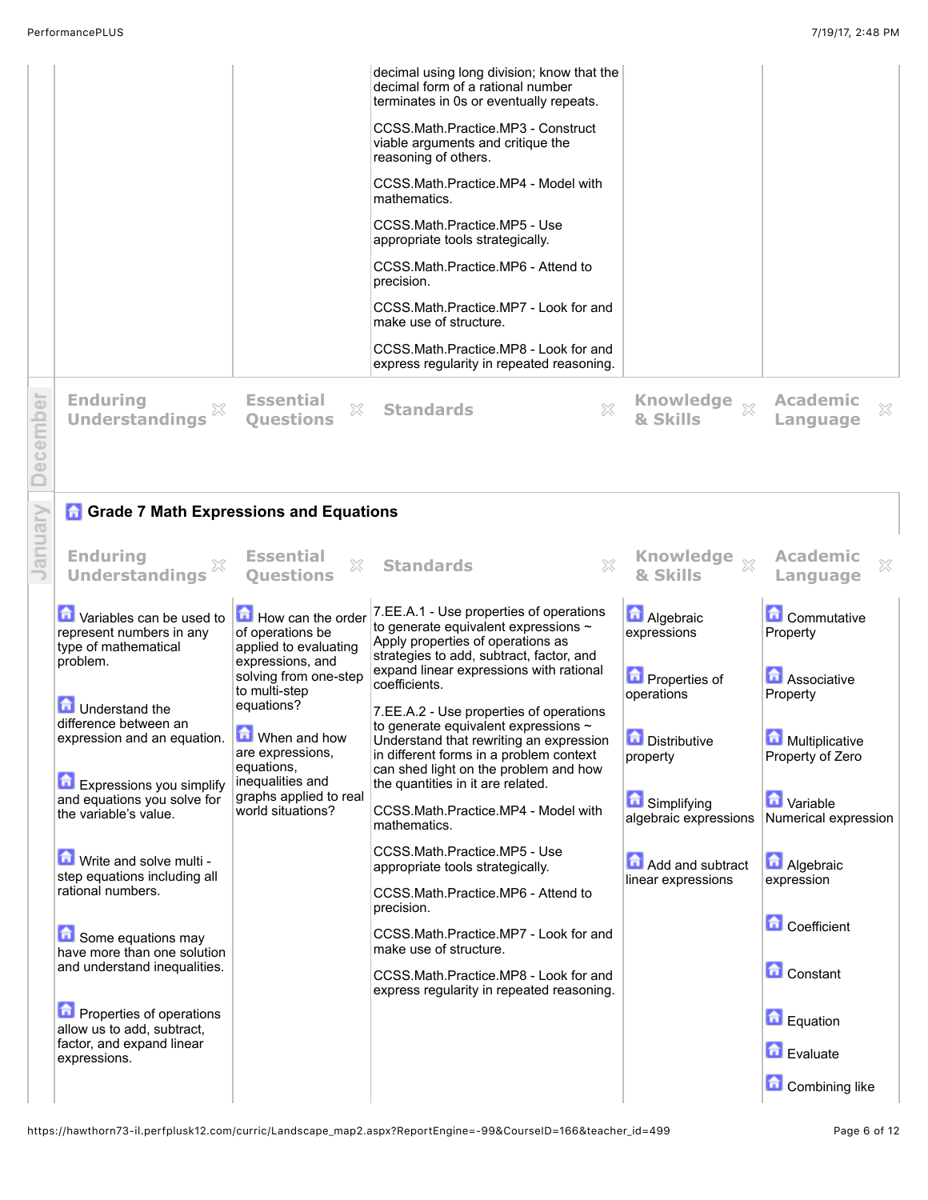| | | | | |
|---|---|---|---|---|
| | | decimal using long division; know that the decimal form of a rational number terminates in 0s or eventually repeats.<br><br>CCSS.Math.Practice.MP3 - Construct viable arguments and critique the reasoning of others.<br><br>CCSS.Math.Practice.MP4 - Model with mathematics.<br><br>CCSS.Math.Practice.MP5 - Use appropriate tools strategically.<br><br>CCSS.Math.Practice.MP6 - Attend to precision.<br><br>CCSS.Math.Practice.MP7 - Look for and make use of structure.<br><br>CCSS.Math.Practice.MP8 - Look for and express regularity in repeated reasoning. | | |

December

| Enduring Understandings | Essential Questions | Standards | Knowledge & Skills | Academic Language |
|---|---|---|---|---|
| | | | | |

January

## Grade 7 Math Expressions and Equations

| Enduring Understandings | Essential Questions | Standards | Knowledge & Skills | Academic Language |
|---|---|---|---|---|
| Variables can be used to represent numbers in any type of mathematical problem.<br><br>Understand the difference between an expression and an equation.<br><br>Expressions you simplify and equations you solve for the variable's value.<br><br>Write and solve multi - step equations including all rational numbers.<br><br>Some equations may have more than one solution and understand inequalities.<br><br>Properties of operations allow us to add, subtract, factor, and expand linear expressions. | How can the order of operations be applied to evaluating expressions, and solving from one-step to multi-step equations?<br><br>When and how are expressions, equations, inequalities and graphs applied to real world situations? | 7.EE.A.1 - Use properties of operations to generate equivalent expressions ~ Apply properties of operations as strategies to add, subtract, factor, and expand linear expressions with rational coefficients.<br><br>7.EE.A.2 - Use properties of operations to generate equivalent expressions ~ Understand that rewriting an expression in different forms in a problem context can shed light on the problem and how the quantities in it are related.<br><br>CCSS.Math.Practice.MP4 - Model with mathematics.<br><br>CCSS.Math.Practice.MP5 - Use appropriate tools strategically.<br><br>CCSS.Math.Practice.MP6 - Attend to precision.<br><br>CCSS.Math.Practice.MP7 - Look for and make use of structure.<br><br>CCSS.Math.Practice.MP8 - Look for and express regularity in repeated reasoning. | Algebraic expressions<br><br>Properties of operations<br><br>Distributive property<br><br>Simplifying algebraic expressions<br><br>Add and subtract linear expressions | Commutative Property<br><br>Associative Property<br><br>Multiplicative Property of Zero<br><br>Variable Numerical expression<br><br>Algebraic expression<br><br>Coefficient<br><br>Constant<br><br>Equation<br><br>Evaluate<br><br>Combining like |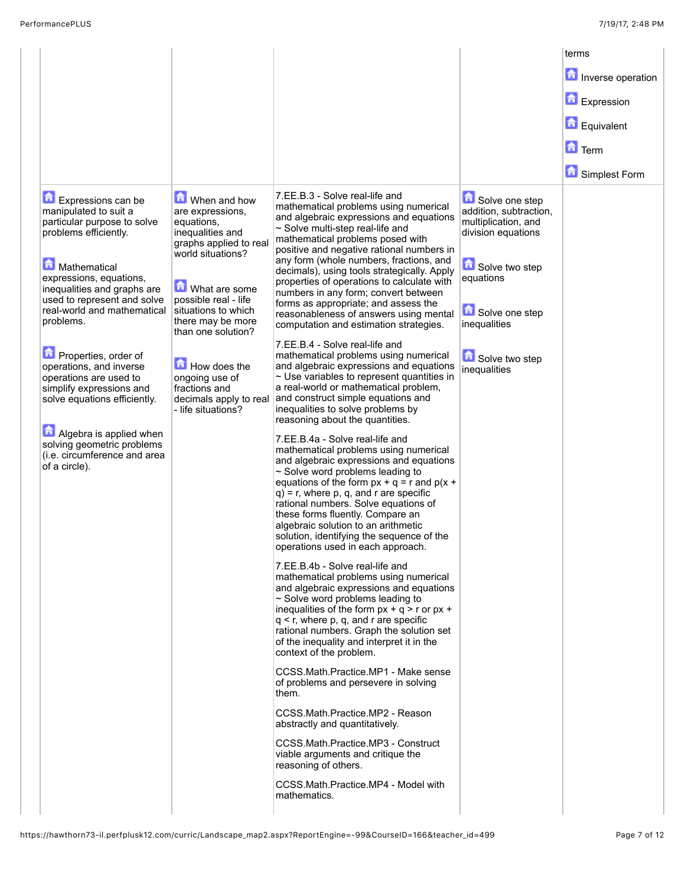| | | | | |
|---|---|---|---|---|
| | | | | terms<br><br>Inverse operation<br><br>Expression<br><br>Equivalent<br><br>Term<br><br>Simplest Form |
| Expressions can be manipulated to suit a particular purpose to solve problems efficiently.<br><br>Mathematical expressions, equations, inequalities and graphs are used to represent and solve real-world and mathematical problems.<br><br>Properties, order of operations, and inverse operations are used to simplify expressions and solve equations efficiently.<br><br>Algebra is applied when solving geometric problems (i.e. circumference and area of a circle). | When and how are expressions, equations, inequalities and graphs applied to real world situations?<br><br>What are some possible real - life situations to which there may be more than one solution?<br><br>How does the ongoing use of fractions and decimals apply to real - life situations? | 7.EE.B.3 - Solve real-life and mathematical problems using numerical and algebraic expressions and equations ~ Solve multi-step real-life and mathematical problems posed with positive and negative rational numbers in any form (whole numbers, fractions, and decimals), using tools strategically. Apply properties of operations to calculate with numbers in any form; convert between forms as appropriate; and assess the reasonableness of answers using mental computation and estimation strategies.<br><br>7.EE.B.4 - Solve real-life and mathematical problems using numerical and algebraic expressions and equations ~ Use variables to represent quantities in a real-world or mathematical problem, and construct simple equations and inequalities to solve problems by reasoning about the quantities.<br><br>7.EE.B.4a - Solve real-life and mathematical problems using numerical and algebraic expressions and equations ~ Solve word problems leading to equations of the form $px + q = r$ and $p(x + q) = r$, where p, q, and r are specific rational numbers. Solve equations of these forms fluently. Compare an algebraic solution to an arithmetic solution, identifying the sequence of the operations used in each approach.<br><br>7.EE.B.4b - Solve real-life and mathematical problems using numerical and algebraic expressions and equations ~ Solve word problems leading to inequalities of the form $px + q > r$ or $px + q < r$, where p, q, and r are specific rational numbers. Graph the solution set of the inequality and interpret it in the context of the problem.<br><br>CCSS.Math.Practice.MP1 - Make sense of problems and persevere in solving them.<br><br>CCSS.Math.Practice.MP2 - Reason abstractly and quantitatively.<br><br>CCSS.Math.Practice.MP3 - Construct viable arguments and critique the reasoning of others.<br><br>CCSS.Math.Practice.MP4 - Model with mathematics. | Solve one step addition, subtraction, multiplication, and division equations<br><br>Solve two step equations<br><br>Solve one step inequalities<br><br>Solve two step inequalities | |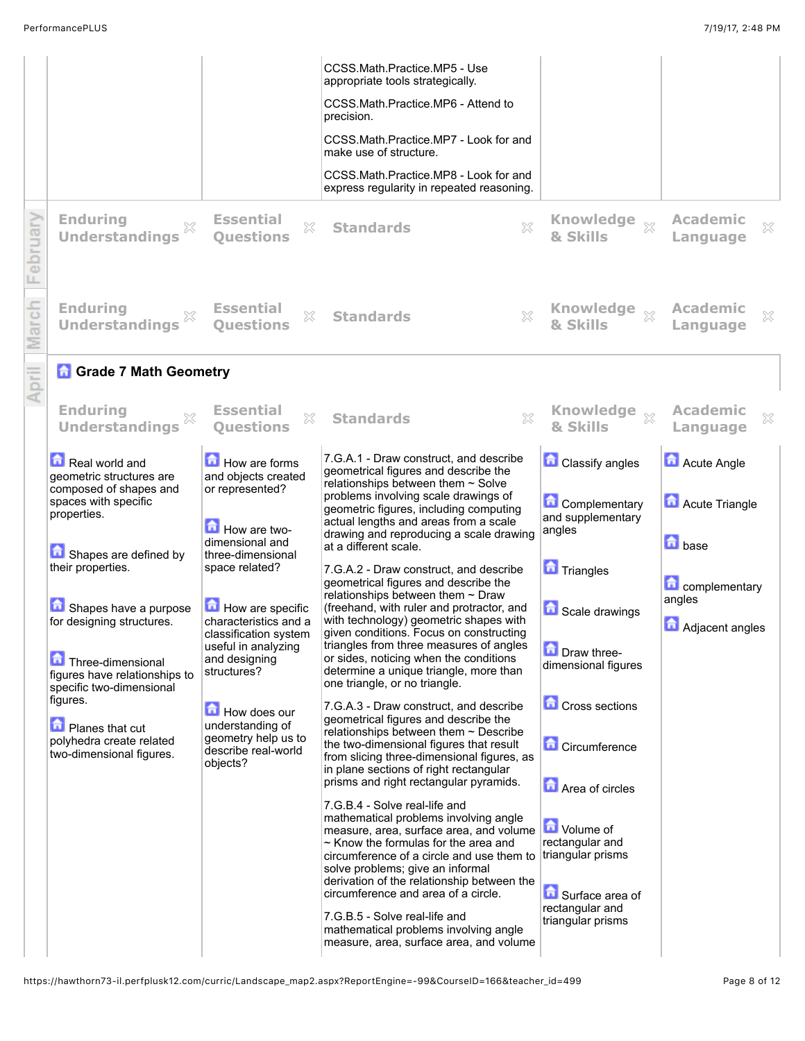| | | | | |
|---|---|---|---|---|
| | | CCSS.Math.Practice.MP5 - Use appropriate tools strategically. CCSS.Math.Practice.MP6 - Attend to precision. CCSS.Math.Practice.MP7 - Look for and make use of structure. CCSS.Math.Practice.MP8 - Look for and express regularity in repeated reasoning. | | |

**February**

| Enduring Understandings | Essential Questions | Standards | Knowledge & Skills | Academic Language |
|---|---|---|---|---|

**March**

| Enduring Understandings | Essential Questions | Standards | Knowledge & Skills | Academic Language |
|---|---|---|---|---|

**April**

## Grade 7 Math Geometry

| Enduring Understandings | Essential Questions | Standards | Knowledge & Skills | Academic Language |
|---|---|---|---|---|
| Real world and geometric structures are composed of shapes and spaces with specific properties.<br><br>Shapes are defined by their properties.<br><br>Shapes have a purpose for designing structures.<br><br>Three-dimensional figures have relationships to specific two-dimensional figures.<br><br>Planes that cut polyhedra create related two-dimensional figures. | How are forms and objects created or represented?<br><br>How are two-dimensional and three-dimensional space related?<br><br>How are specific characteristics and a classification system useful in analyzing and designing structures?<br><br>How does our understanding of geometry help us to describe real-world objects? | 7.G.A.1 - Draw construct, and describe geometrical figures and describe the relationships between them ~ Solve problems involving scale drawings of geometric figures, including computing actual lengths and areas from a scale drawing and reproducing a scale drawing at a different scale.<br><br>7.G.A.2 - Draw construct, and describe geometrical figures and describe the relationships between them ~ Draw (freehand, with ruler and protractor, and with technology) geometric shapes with given conditions. Focus on constructing triangles from three measures of angles or sides, noticing when the conditions determine a unique triangle, more than one triangle, or no triangle.<br><br>7.G.A.3 - Draw construct, and describe geometrical figures and describe the relationships between them ~ Describe the two-dimensional figures that result from slicing three-dimensional figures, as in plane sections of right rectangular prisms and right rectangular pyramids.<br><br>7.G.B.4 - Solve real-life and mathematical problems involving angle measure, area, surface area, and volume ~ Know the formulas for the area and circumference of a circle and use them to solve problems; give an informal derivation of the relationship between the circumference and area of a circle.<br><br>7.G.B.5 - Solve real-life and mathematical problems involving angle measure, area, surface area, and volume | Classify angles<br><br>Complementary and supplementary angles<br><br>Triangles<br><br>Scale drawings<br><br>Draw three-dimensional figures<br><br>Cross sections<br><br>Circumference<br><br>Area of circles<br><br>Volume of rectangular and triangular prisms<br><br>Surface area of rectangular and triangular prisms | Acute Angle<br><br>Acute Triangle<br><br>base<br><br>complementary angles<br><br>Adjacent angles |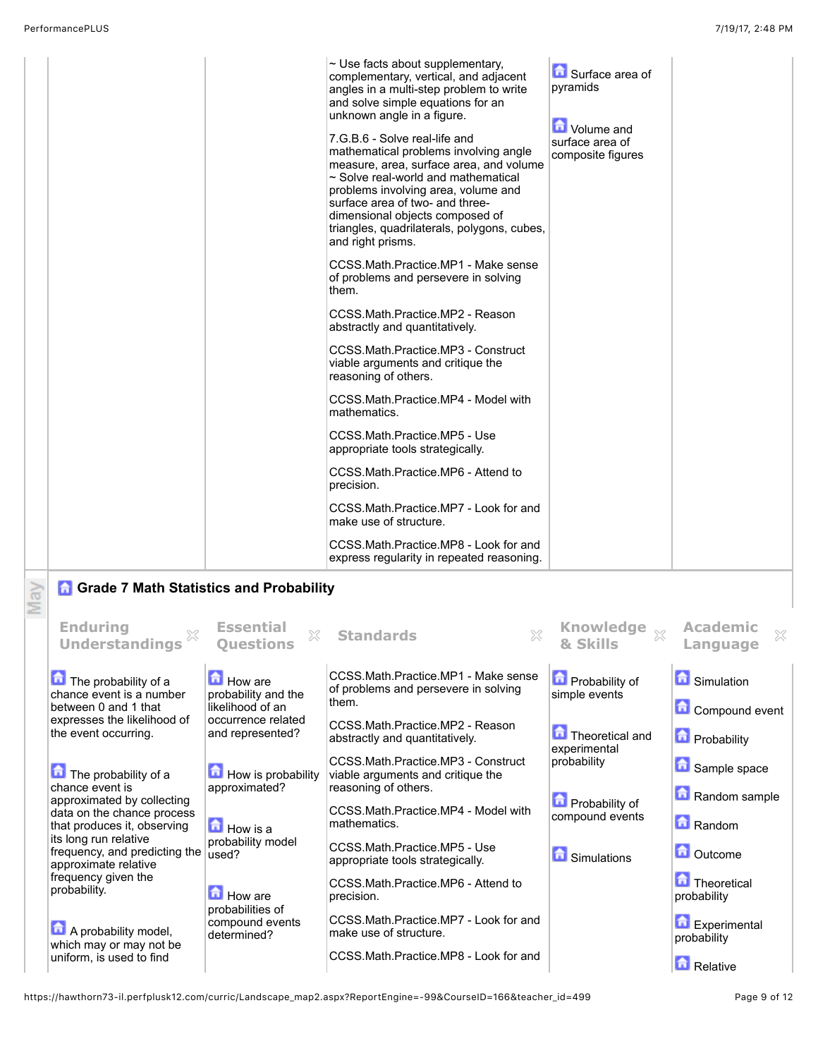| | | | | |
|---|---|---|---|---|
| | | ~ Use facts about supplementary, complementary, vertical, and adjacent angles in a multi-step problem to write and solve simple equations for an unknown angle in a figure.<br><br>7.G.B.6 - Solve real-life and mathematical problems involving angle measure, area, surface area, and volume ~ Solve real-world and mathematical problems involving area, volume and surface area of two- and three-dimensional objects composed of triangles, quadrilaterals, polygons, cubes, and right prisms.<br><br>CCSS.Math.Practice.MP1 - Make sense of problems and persevere in solving them.<br><br>CCSS.Math.Practice.MP2 - Reason abstractly and quantitatively.<br><br>CCSS.Math.Practice.MP3 - Construct viable arguments and critique the reasoning of others.<br><br>CCSS.Math.Practice.MP4 - Model with mathematics.<br><br>CCSS.Math.Practice.MP5 - Use appropriate tools strategically.<br><br>CCSS.Math.Practice.MP6 - Attend to precision.<br><br>CCSS.Math.Practice.MP7 - Look for and make use of structure.<br><br>CCSS.Math.Practice.MP8 - Look for and express regularity in repeated reasoning. | Surface area of pyramids<br><br>Volume and surface area of composite figures | |

May

## Grade 7 Math Statistics and Probability

| Enduring Understandings | Essential Questions | Standards | Knowledge & Skills | Academic Language |
|---|---|---|---|---|
| The probability of a chance event is a number between 0 and 1 that expresses the likelihood of the event occurring.<br><br>The probability of a chance event is approximated by collecting data on the chance process that produces it, observing its long run relative frequency, and predicting the approximate relative frequency given the probability.<br><br>A probability model, which may or may not be uniform, is used to find | How are probability and the likelihood of an occurrence related and represented?<br><br>How is probability approximated?<br><br>How is a probability model used?<br><br>How are probabilities of compound events determined? | CCSS.Math.Practice.MP1 - Make sense of problems and persevere in solving them.<br><br>CCSS.Math.Practice.MP2 - Reason abstractly and quantitatively.<br><br>CCSS.Math.Practice.MP3 - Construct viable arguments and critique the reasoning of others.<br><br>CCSS.Math.Practice.MP4 - Model with mathematics.<br><br>CCSS.Math.Practice.MP5 - Use appropriate tools strategically.<br><br>CCSS.Math.Practice.MP6 - Attend to precision.<br><br>CCSS.Math.Practice.MP7 - Look for and make use of structure.<br><br>CCSS.Math.Practice.MP8 - Look for and | Probability of simple events<br><br>Theoretical and experimental probability<br><br>Probability of compound events<br><br>Simulations | Simulation<br><br>Compound event<br><br>Probability<br><br>Sample space<br><br>Random sample<br><br>Random<br><br>Outcome<br><br>Theoretical probability<br><br>Experimental probability<br><br>Relative |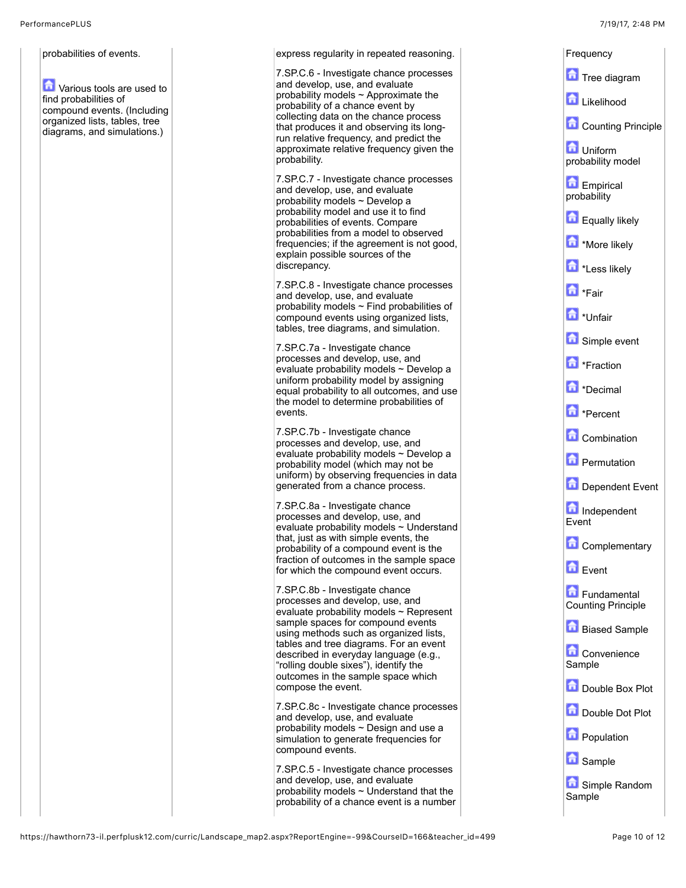| | | | | |
|---|---|---|---|---|
| | probabilities of events.<br><br>Various tools are used to find probabilities of compound events. (Including organized lists, tables, tree diagrams, and simulations.) | | express regularity in repeated reasoning.<br><br>7.SP.C.6 - Investigate chance processes and develop, use, and evaluate probability models ~ Approximate the probability of a chance event by collecting data on the chance process that produces it and observing its long-run relative frequency, and predict the approximate relative frequency given the probability.<br><br>7.SP.C.7 - Investigate chance processes and develop, use, and evaluate probability models ~ Develop a probability model and use it to find probabilities of events. Compare probabilities from a model to observed frequencies; if the agreement is not good, explain possible sources of the discrepancy.<br><br>7.SP.C.8 - Investigate chance processes and develop, use, and evaluate probability models ~ Find probabilities of compound events using organized lists, tables, tree diagrams, and simulation.<br><br>7.SP.C.7a - Investigate chance processes and develop, use, and evaluate probability models ~ Develop a uniform probability model by assigning equal probability to all outcomes, and use the model to determine probabilities of events.<br><br>7.SP.C.7b - Investigate chance processes and develop, use, and evaluate probability models ~ Develop a probability model (which may not be uniform) by observing frequencies in data generated from a chance process.<br><br>7.SP.C.8a - Investigate chance processes and develop, use, and evaluate probability models ~ Understand that, just as with simple events, the probability of a compound event is the fraction of outcomes in the sample space for which the compound event occurs.<br><br>7.SP.C.8b - Investigate chance processes and develop, use, and evaluate probability models ~ Represent sample spaces for compound events using methods such as organized lists, tables and tree diagrams. For an event described in everyday language (e.g., "rolling double sixes"), identify the outcomes in the sample space which compose the event.<br><br>7.SP.C.8c - Investigate chance processes and develop, use, and evaluate probability models ~ Design and use a simulation to generate frequencies for compound events.<br><br>7.SP.C.5 - Investigate chance processes and develop, use, and evaluate probability models ~ Understand that the probability of a chance event is a number | Frequency<br><br>Tree diagram<br><br>Likelihood<br><br>Counting Principle<br><br>Uniform probability model<br><br>Empirical probability<br><br>Equally likely<br><br>*More likely<br><br>*Less likely<br><br>*Fair<br><br>*Unfair<br><br>Simple event<br><br>*Fraction<br><br>*Decimal<br><br>*Percent<br><br>Combination<br><br>Permutation<br><br>Dependent Event<br><br>Independent Event<br><br>Complementary<br><br>Event<br><br>Fundamental Counting Principle<br><br>Biased Sample<br><br>Convenience Sample<br><br>Double Box Plot<br><br>Double Dot Plot<br><br>Population<br><br>Sample<br><br>Simple Random Sample |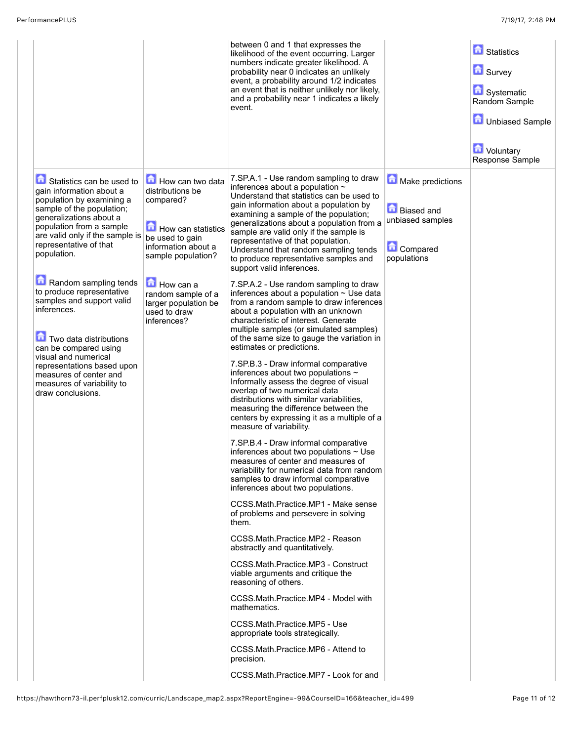| | | | | | |
|---|---|---|---|---|---|
| | | | between 0 and 1 that expresses the likelihood of the event occurring. Larger numbers indicate greater likelihood. A probability near 0 indicates an unlikely event, a probability around 1/2 indicates an event that is neither unlikely nor likely, and a probability near 1 indicates a likely event. | | Statistics<br><br>Survey<br><br>Systematic Random Sample<br><br>Unbiased Sample<br><br>Voluntary Response Sample |
| | Statistics can be used to gain information about a population by examining a sample of the population; generalizations about a population from a sample are valid only if the sample is representative of that population.<br><br>Random sampling tends to produce representative samples and support valid inferences.<br><br>Two data distributions can be compared using visual and numerical representations based upon measures of center and measures of variability to draw conclusions. | How can two data distributions be compared?<br><br>How can statistics be used to gain information about a sample population?<br><br>How can a random sample of a larger population be used to draw inferences? | 7.SP.A.1 - Use random sampling to draw inferences about a population ~ Understand that statistics can be used to gain information about a population by examining a sample of the population; generalizations about a population from a sample are valid only if the sample is representative of that population. Understand that random sampling tends to produce representative samples and support valid inferences.<br><br>7.SP.A.2 - Use random sampling to draw inferences about a population ~ Use data from a random sample to draw inferences about a population with an unknown characteristic of interest. Generate multiple samples (or simulated samples) of the same size to gauge the variation in estimates or predictions.<br><br>7.SP.B.3 - Draw informal comparative inferences about two populations ~ Informally assess the degree of visual overlap of two numerical data distributions with similar variabilities, measuring the difference between the centers by expressing it as a multiple of a measure of variability.<br><br>7.SP.B.4 - Draw informal comparative inferences about two populations ~ Use measures of center and measures of variability for numerical data from random samples to draw informal comparative inferences about two populations.<br><br>CCSS.Math.Practice.MP1 - Make sense of problems and persevere in solving them.<br><br>CCSS.Math.Practice.MP2 - Reason abstractly and quantitatively.<br><br>CCSS.Math.Practice.MP3 - Construct viable arguments and critique the reasoning of others.<br><br>CCSS.Math.Practice.MP4 - Model with mathematics.<br><br>CCSS.Math.Practice.MP5 - Use appropriate tools strategically.<br><br>CCSS.Math.Practice.MP6 - Attend to precision.<br><br>CCSS.Math.Practice.MP7 - Look for and | Make predictions<br><br>Biased and unbiased samples<br><br>Compared populations | |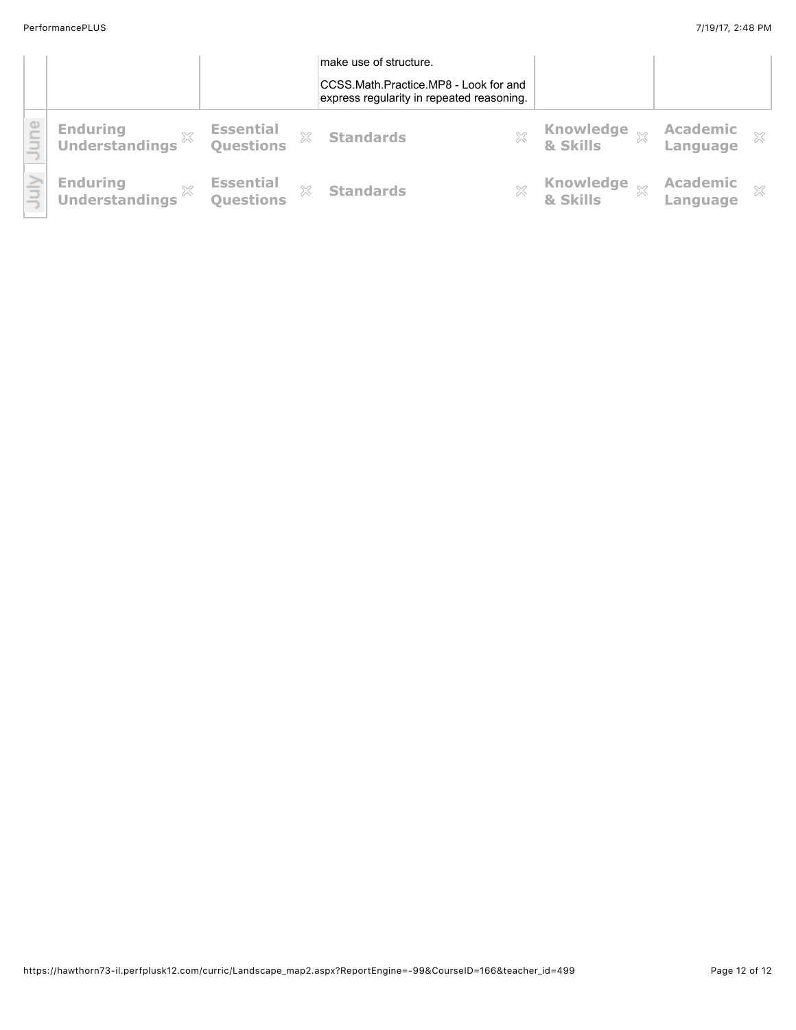| | | | | | |
|---|---|---|---|---|---|
| | | | make use of structure.<br><br>CCSS.Math.Practice.MP8 - Look for and express regularity in repeated reasoning. | | |
| June | **Enduring Understandings** | **Essential Questions** | **Standards** | **Knowledge & Skills** | **Academic Language** |
| July | **Enduring Understandings** | **Essential Questions** | **Standards** | **Knowledge & Skills** | **Academic Language** |